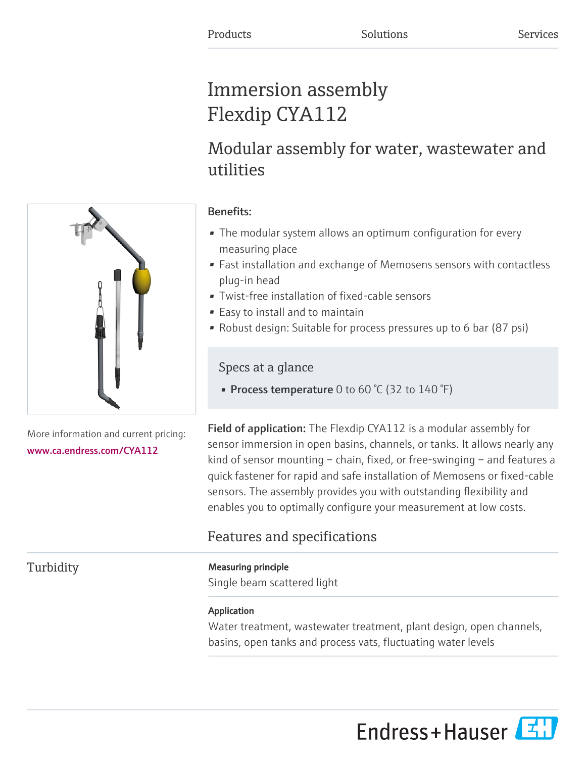Products Solutions Services

# Immersion assembly Flexdip CYA112

## Modular assembly for water, wastewater and utilities

More information and current pricing:
www.ca.endress.com/CYA112

**Benefits:**

- The modular system allows an optimum configuration for every measuring place
- Fast installation and exchange of Memosens sensors with contactless plug-in head
- Twist-free installation of fixed-cable sensors
- Easy to install and to maintain
- Robust design: Suitable for process pressures up to 6 bar (87 psi)

### Specs at a glance

- **Process temperature** 0 to 60 °C (32 to 140 °F)

**Field of application:** The Flexdip CYA112 is a modular assembly for sensor immersion in open basins, channels, or tanks. It allows nearly any kind of sensor mounting – chain, fixed, or free-swinging – and features a quick fastener for rapid and safe installation of Memosens or fixed-cable sensors. The assembly provides you with outstanding flexibility and enables you to optimally configure your measurement at low costs.

## Features and specifications

### Turbidity

**Measuring principle**

Single beam scattered light

**Application**

Water treatment, wastewater treatment, plant design, open channels, basins, open tanks and process vats, fluctuating water levels

Endress+Hauser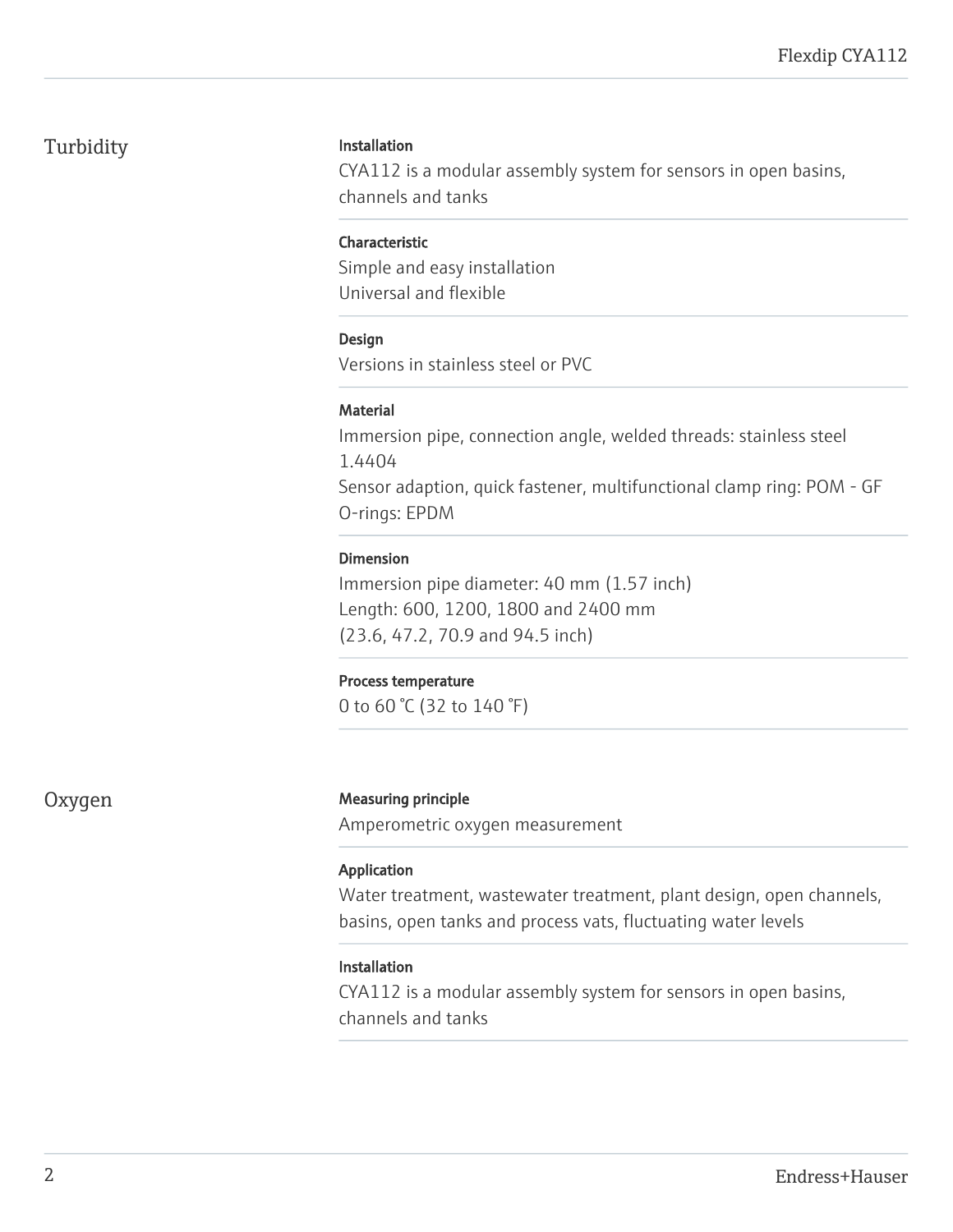## Turbidity

**Installation**
CYA112 is a modular assembly system for sensors in open basins, channels and tanks

**Characteristic**
Simple and easy installation
Universal and flexible

**Design**
Versions in stainless steel or PVC

**Material**
Immersion pipe, connection angle, welded threads: stainless steel 1.4404
Sensor adaption, quick fastener, multifunctional clamp ring: POM - GF
O-rings: EPDM

**Dimension**
Immersion pipe diameter: 40 mm (1.57 inch)
Length: 600, 1200, 1800 and 2400 mm
(23.6, 47.2, 70.9 and 94.5 inch)

**Process temperature**
0 to 60 °C (32 to 140 °F)

## Oxygen

**Measuring principle**
Amperometric oxygen measurement

**Application**
Water treatment, wastewater treatment, plant design, open channels, basins, open tanks and process vats, fluctuating water levels

**Installation**
CYA112 is a modular assembly system for sensors in open basins, channels and tanks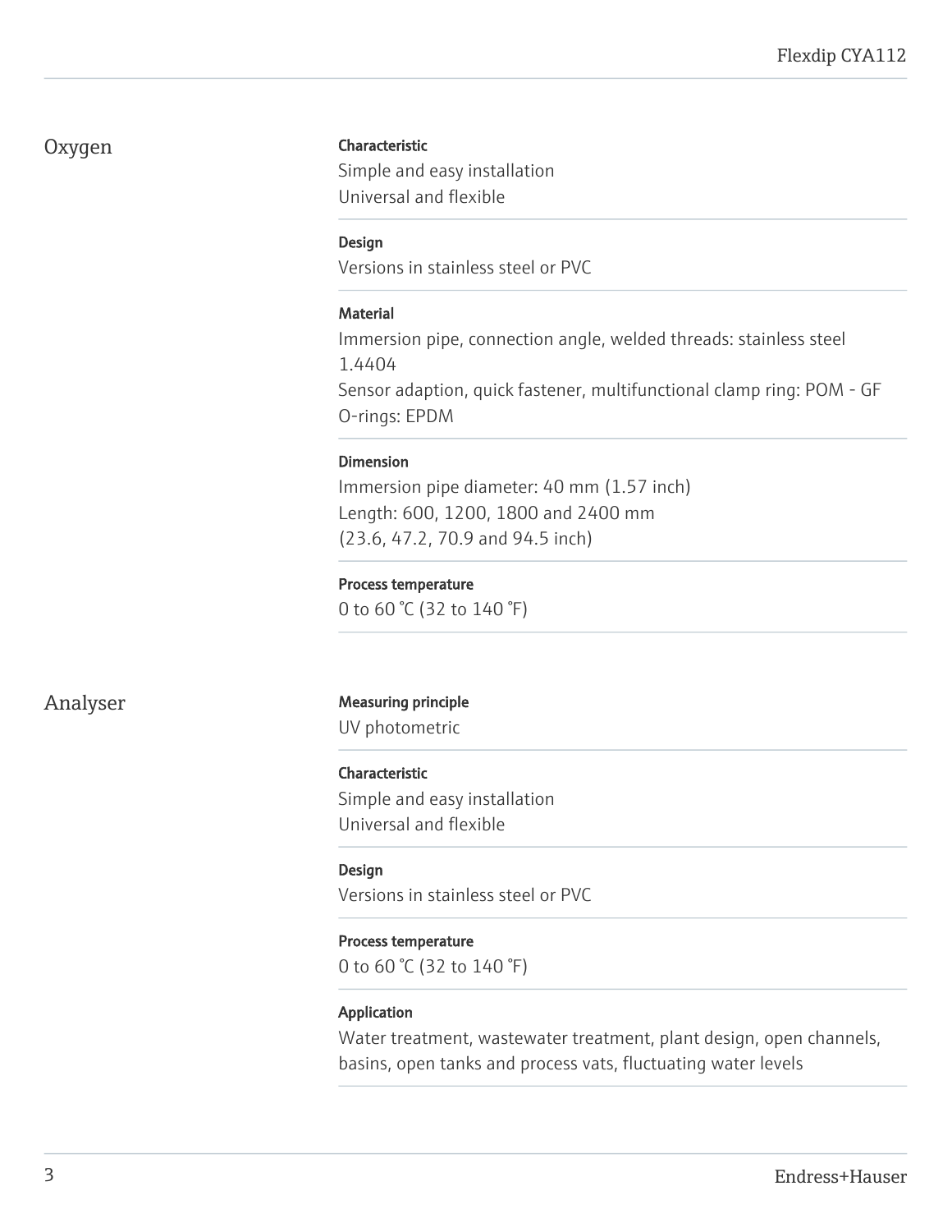## Oxygen

**Characteristic**

Simple and easy installation
Universal and flexible

**Design**

Versions in stainless steel or PVC

**Material**

Immersion pipe, connection angle, welded threads: stainless steel 1.4404
Sensor adaption, quick fastener, multifunctional clamp ring: POM - GF
O-rings: EPDM

**Dimension**

Immersion pipe diameter: 40 mm (1.57 inch)
Length: 600, 1200, 1800 and 2400 mm
(23.6, 47.2, 70.9 and 94.5 inch)

**Process temperature**

0 to 60 °C (32 to 140 °F)

## Analyser

**Measuring principle**

UV photometric

**Characteristic**

Simple and easy installation
Universal and flexible

**Design**

Versions in stainless steel or PVC

**Process temperature**

0 to 60 °C (32 to 140 °F)

**Application**

Water treatment, wastewater treatment, plant design, open channels, basins, open tanks and process vats, fluctuating water levels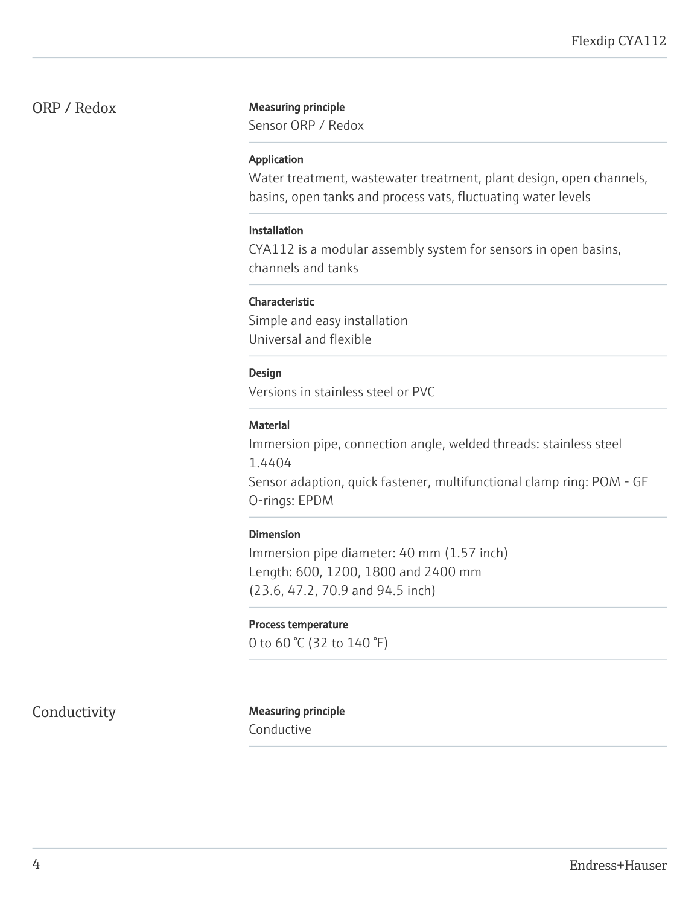## ORP / Redox

**Measuring principle**

Sensor ORP / Redox

**Application**

Water treatment, wastewater treatment, plant design, open channels, basins, open tanks and process vats, fluctuating water levels

**Installation**

CYA112 is a modular assembly system for sensors in open basins, channels and tanks

**Characteristic**

Simple and easy installation
Universal and flexible

**Design**

Versions in stainless steel or PVC

**Material**

Immersion pipe, connection angle, welded threads: stainless steel 1.4404
Sensor adaption, quick fastener, multifunctional clamp ring: POM - GF
O-rings: EPDM

**Dimension**

Immersion pipe diameter: 40 mm (1.57 inch)
Length: 600, 1200, 1800 and 2400 mm
(23.6, 47.2, 70.9 and 94.5 inch)

**Process temperature**

0 to 60 °C (32 to 140 °F)

## Conductivity

**Measuring principle**

Conductive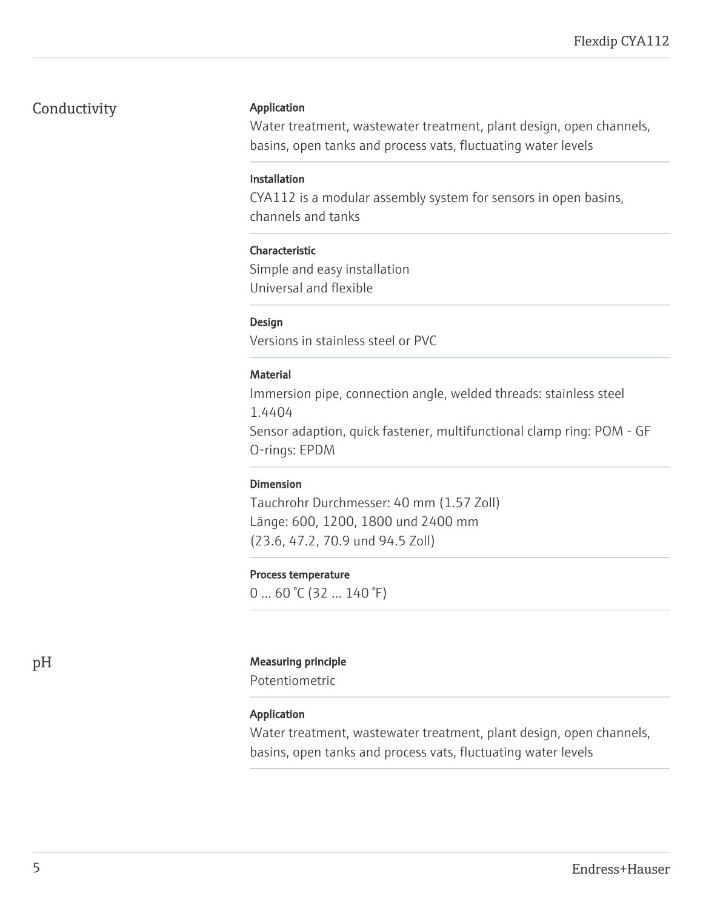## Conductivity

**Application**

Water treatment, wastewater treatment, plant design, open channels, basins, open tanks and process vats, fluctuating water levels

**Installation**

CYA112 is a modular assembly system for sensors in open basins, channels and tanks

**Characteristic**

Simple and easy installation
Universal and flexible

**Design**

Versions in stainless steel or PVC

**Material**

Immersion pipe, connection angle, welded threads: stainless steel 1.4404
Sensor adaption, quick fastener, multifunctional clamp ring: POM - GF
O-rings: EPDM

**Dimension**

Tauchrohr Durchmesser: 40 mm (1.57 Zoll)
Länge: 600, 1200, 1800 und 2400 mm
(23.6, 47.2, 70.9 und 94.5 Zoll)

**Process temperature**

0 ... 60 °C (32 ... 140 °F)

## pH

**Measuring principle**

Potentiometric

**Application**

Water treatment, wastewater treatment, plant design, open channels, basins, open tanks and process vats, fluctuating water levels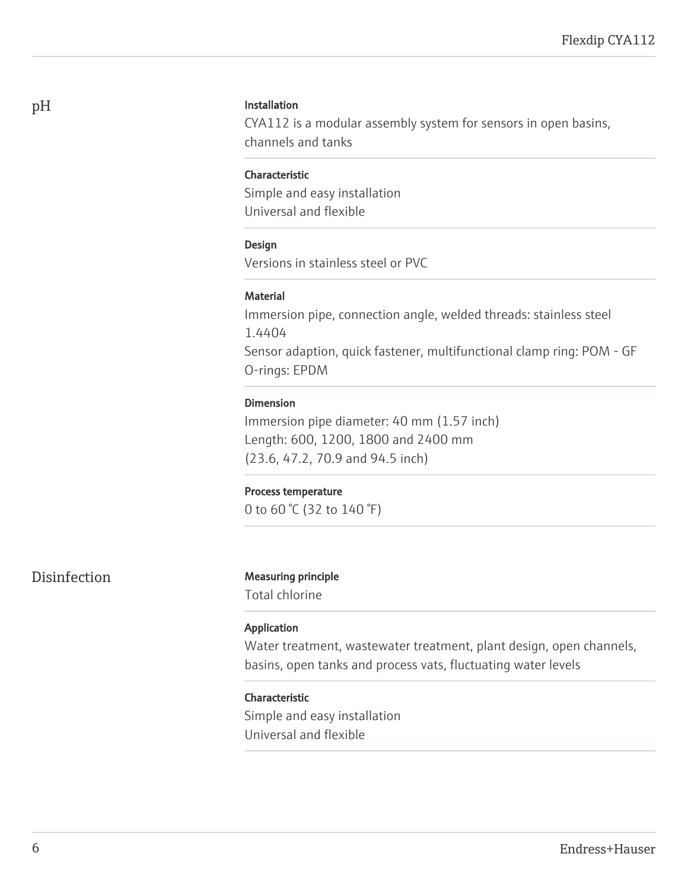## pH

**Installation**
CYA112 is a modular assembly system for sensors in open basins, channels and tanks

**Characteristic**
Simple and easy installation
Universal and flexible

**Design**
Versions in stainless steel or PVC

**Material**
Immersion pipe, connection angle, welded threads: stainless steel 1.4404
Sensor adaption, quick fastener, multifunctional clamp ring: POM - GF
O-rings: EPDM

**Dimension**
Immersion pipe diameter: 40 mm (1.57 inch)
Length: 600, 1200, 1800 and 2400 mm
(23.6, 47.2, 70.9 and 94.5 inch)

**Process temperature**
0 to 60 °C (32 to 140 °F)

## Disinfection

**Measuring principle**
Total chlorine

**Application**
Water treatment, wastewater treatment, plant design, open channels, basins, open tanks and process vats, fluctuating water levels

**Characteristic**
Simple and easy installation
Universal and flexible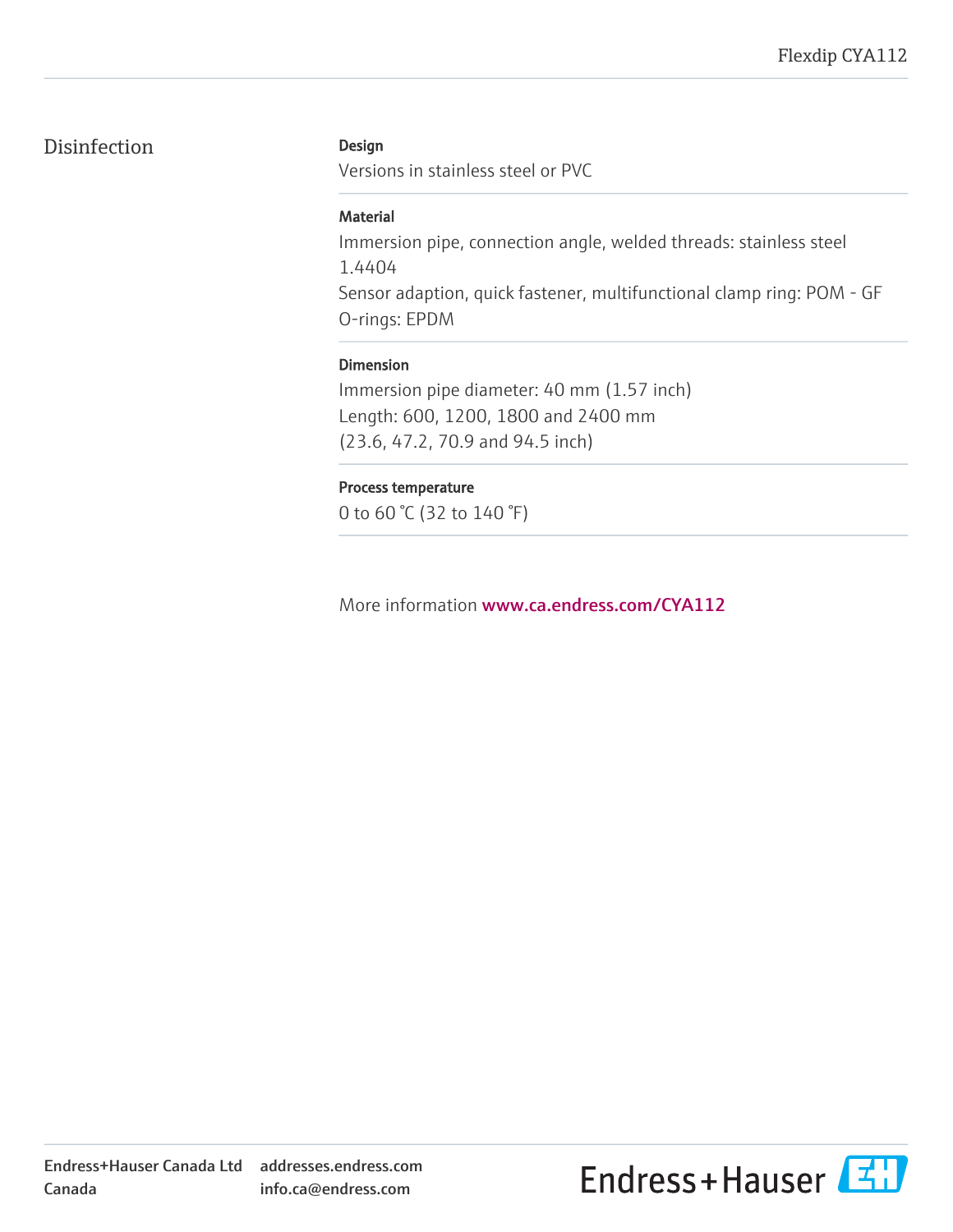## Disinfection

**Design**

Versions in stainless steel or PVC

**Material**

Immersion pipe, connection angle, welded threads: stainless steel 1.4404
Sensor adaption, quick fastener, multifunctional clamp ring: POM - GF
O-rings: EPDM

**Dimension**

Immersion pipe diameter: 40 mm (1.57 inch)
Length: 600, 1200, 1800 and 2400 mm
(23.6, 47.2, 70.9 and 94.5 inch)

**Process temperature**

0 to 60 °C (32 to 140 °F)

More information **www.ca.endress.com/CYA112**

**Endress+Hauser Canada Ltd**
**Canada**

**addresses.endress.com**
**info.ca@endress.com**

Endress+Hauser